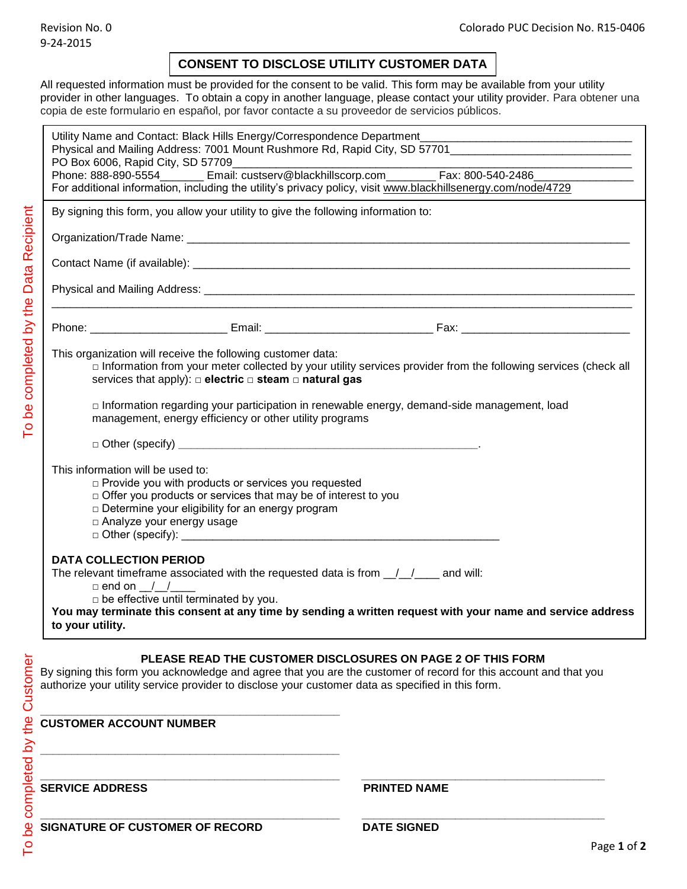Revision No. 0
9-24-2015

Colorado PUC Decision No. R15-0406

# CONSENT TO DISCLOSE UTILITY CUSTOMER DATA

All requested information must be provided for the consent to be valid. This form may be available from your utility provider in other languages. To obtain a copy in another language, please contact your utility provider. Para obtener una copia de este formulario en español, por favor contacte a su proveedor de servicios públicos.

Utility Name and Contact: Black Hills Energy/Correspondence Department________________________________
Physical and Mailing Address: 7001 Mount Rushmore Rd, Rapid City, SD 57701_____________________________
PO Box 6006, Rapid City, SD 57709______________________________________________________________
Phone: 888-890-5554_______ Email: custserv@blackhillscorp.com________ Fax: 800-540-2486________________
For additional information, including the utility's privacy policy, visit www.blackhillsenergy.com/node/4729

*To be completed by the Data Recipient*

By signing this form, you allow your utility to give the following information to:

Organization/Trade Name: ______________________________________________________________________

Contact Name (if available): ____________________________________________________________________

Physical and Mailing Address: ___________________________________________________________________
_____________________________________________________________________________________________

Phone: ______________________ Email: __________________________ Fax: __________________________

This organization will receive the following customer data:

- □ Information from your meter collected by your utility services provider from the following services (check all services that apply): □ **electric** □ **steam** □ **natural gas**
- □ Information regarding your participation in renewable energy, demand-side management, load management, energy efficiency or other utility programs
- □ Other (specify) ______________________________________________.

This information will be used to:

- □ Provide you with products or services you requested
- □ Offer you products or services that may be of interest to you
- □ Determine your eligibility for an energy program
- □ Analyze your energy usage
- □ Other (specify): __________________________________________________

**DATA COLLECTION PERIOD**

The relevant timeframe associated with the requested data is from __/__/____ and will:

- □ end on __/__/____
- □ be effective until terminated by you.

**You may terminate this consent at any time by sending a written request with your name and service address to your utility.**

*To be completed by the Customer*

**PLEASE READ THE CUSTOMER DISCLOSURES ON PAGE 2 OF THIS FORM**

By signing this form you acknowledge and agree that you are the customer of record for this account and that you authorize your utility service provider to disclose your customer data as specified in this form.

_______________________________________________
**CUSTOMER ACCOUNT NUMBER**

_______________________________________________

_______________________________________________
**SERVICE ADDRESS**

_______________________________________
**PRINTED NAME**

_______________________________________________
**SIGNATURE OF CUSTOMER OF RECORD**

_______________________________________
**DATE SIGNED**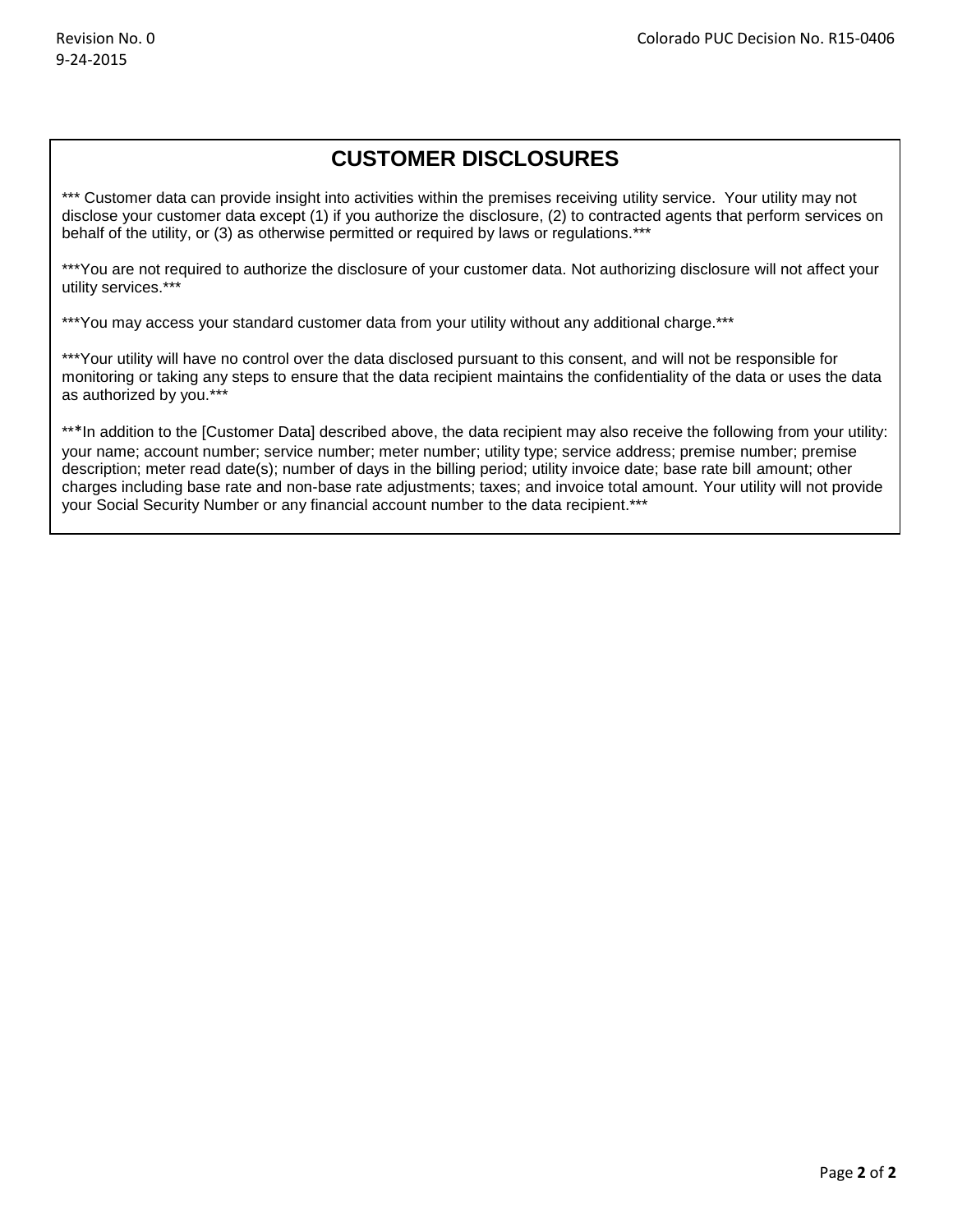# CUSTOMER DISCLOSURES

*** Customer data can provide insight into activities within the premises receiving utility service. Your utility may not disclose your customer data except (1) if you authorize the disclosure, (2) to contracted agents that perform services on behalf of the utility, or (3) as otherwise permitted or required by laws or regulations.***

***You are not required to authorize the disclosure of your customer data. Not authorizing disclosure will not affect your utility services.***

***You may access your standard customer data from your utility without any additional charge.***

***Your utility will have no control over the data disclosed pursuant to this consent, and will not be responsible for monitoring or taking any steps to ensure that the data recipient maintains the confidentiality of the data or uses the data as authorized by you.***

***In addition to the [Customer Data] described above, the data recipient may also receive the following from your utility: your name; account number; service number; meter number; utility type; service address; premise number; premise description; meter read date(s); number of days in the billing period; utility invoice date; base rate bill amount; other charges including base rate and non-base rate adjustments; taxes; and invoice total amount. Your utility will not provide your Social Security Number or any financial account number to the data recipient.***